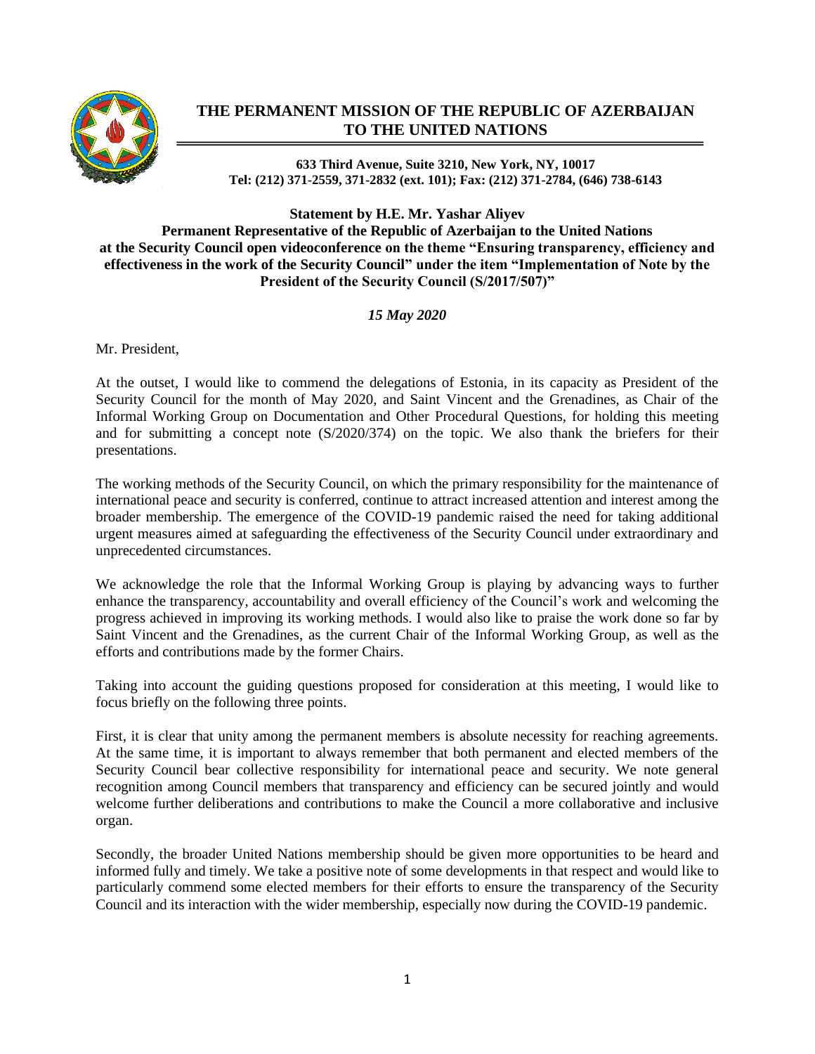# THE PERMANENT MISSION OF THE REPUBLIC OF AZERBAIJAN TO THE UNITED NATIONS

**633 Third Avenue, Suite 3210, New York, NY, 10017**
**Tel: (212) 371-2559, 371-2832 (ext. 101); Fax: (212) 371-2784, (646) 738-6143**

**Statement by H.E. Mr. Yashar Aliyev**
**Permanent Representative of the Republic of Azerbaijan to the United Nations at the Security Council open videoconference on the theme "Ensuring transparency, efficiency and effectiveness in the work of the Security Council" under the item "Implementation of Note by the President of the Security Council (S/2017/507)"**

*15 May 2020*

Mr. President,

At the outset, I would like to commend the delegations of Estonia, in its capacity as President of the Security Council for the month of May 2020, and Saint Vincent and the Grenadines, as Chair of the Informal Working Group on Documentation and Other Procedural Questions, for holding this meeting and for submitting a concept note (S/2020/374) on the topic. We also thank the briefers for their presentations.

The working methods of the Security Council, on which the primary responsibility for the maintenance of international peace and security is conferred, continue to attract increased attention and interest among the broader membership. The emergence of the COVID-19 pandemic raised the need for taking additional urgent measures aimed at safeguarding the effectiveness of the Security Council under extraordinary and unprecedented circumstances.

We acknowledge the role that the Informal Working Group is playing by advancing ways to further enhance the transparency, accountability and overall efficiency of the Council's work and welcoming the progress achieved in improving its working methods. I would also like to praise the work done so far by Saint Vincent and the Grenadines, as the current Chair of the Informal Working Group, as well as the efforts and contributions made by the former Chairs.

Taking into account the guiding questions proposed for consideration at this meeting, I would like to focus briefly on the following three points.

First, it is clear that unity among the permanent members is absolute necessity for reaching agreements. At the same time, it is important to always remember that both permanent and elected members of the Security Council bear collective responsibility for international peace and security. We note general recognition among Council members that transparency and efficiency can be secured jointly and would welcome further deliberations and contributions to make the Council a more collaborative and inclusive organ.

Secondly, the broader United Nations membership should be given more opportunities to be heard and informed fully and timely. We take a positive note of some developments in that respect and would like to particularly commend some elected members for their efforts to ensure the transparency of the Security Council and its interaction with the wider membership, especially now during the COVID-19 pandemic.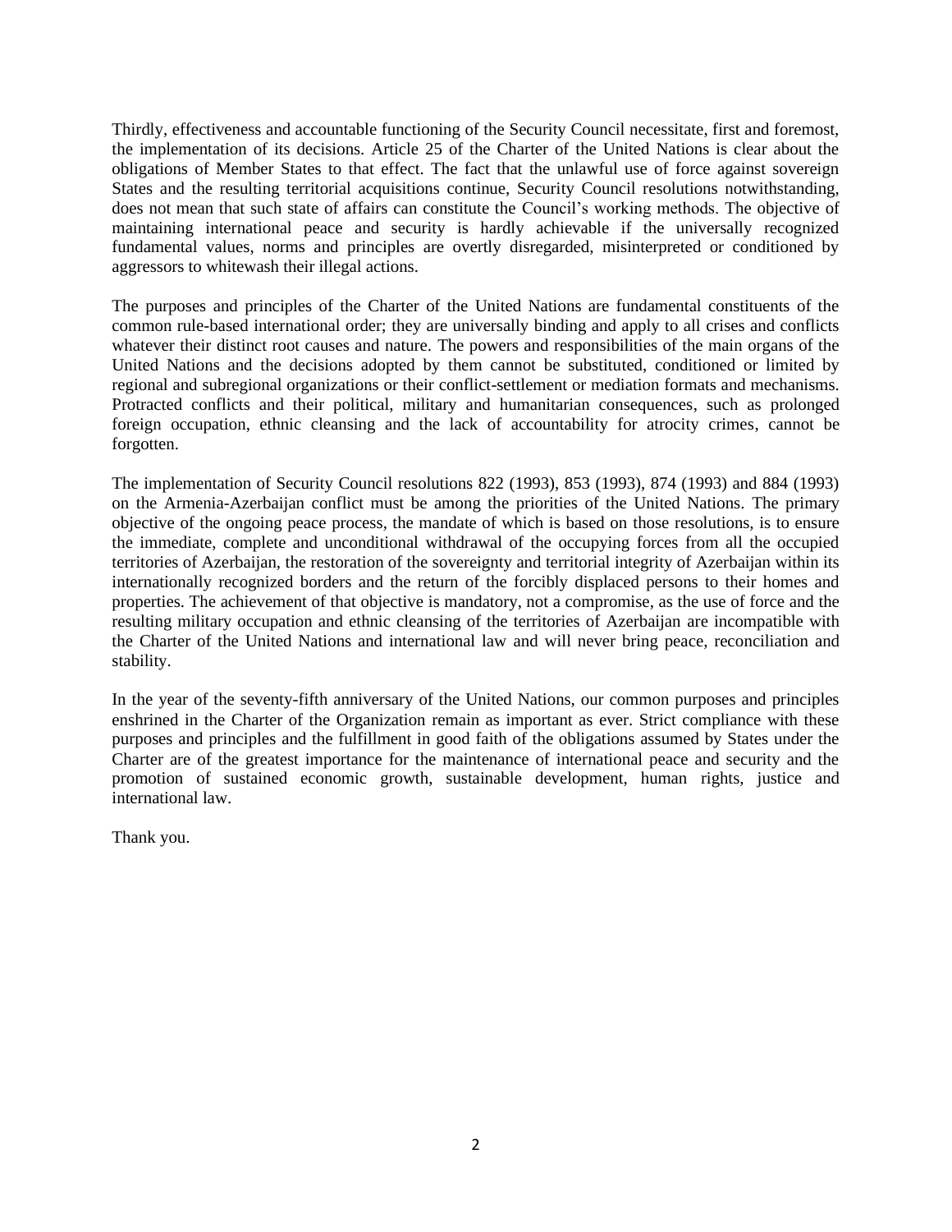Thirdly, effectiveness and accountable functioning of the Security Council necessitate, first and foremost, the implementation of its decisions. Article 25 of the Charter of the United Nations is clear about the obligations of Member States to that effect. The fact that the unlawful use of force against sovereign States and the resulting territorial acquisitions continue, Security Council resolutions notwithstanding, does not mean that such state of affairs can constitute the Council's working methods. The objective of maintaining international peace and security is hardly achievable if the universally recognized fundamental values, norms and principles are overtly disregarded, misinterpreted or conditioned by aggressors to whitewash their illegal actions.

The purposes and principles of the Charter of the United Nations are fundamental constituents of the common rule-based international order; they are universally binding and apply to all crises and conflicts whatever their distinct root causes and nature. The powers and responsibilities of the main organs of the United Nations and the decisions adopted by them cannot be substituted, conditioned or limited by regional and subregional organizations or their conflict-settlement or mediation formats and mechanisms. Protracted conflicts and their political, military and humanitarian consequences, such as prolonged foreign occupation, ethnic cleansing and the lack of accountability for atrocity crimes, cannot be forgotten.

The implementation of Security Council resolutions 822 (1993), 853 (1993), 874 (1993) and 884 (1993) on the Armenia-Azerbaijan conflict must be among the priorities of the United Nations. The primary objective of the ongoing peace process, the mandate of which is based on those resolutions, is to ensure the immediate, complete and unconditional withdrawal of the occupying forces from all the occupied territories of Azerbaijan, the restoration of the sovereignty and territorial integrity of Azerbaijan within its internationally recognized borders and the return of the forcibly displaced persons to their homes and properties. The achievement of that objective is mandatory, not a compromise, as the use of force and the resulting military occupation and ethnic cleansing of the territories of Azerbaijan are incompatible with the Charter of the United Nations and international law and will never bring peace, reconciliation and stability.

In the year of the seventy-fifth anniversary of the United Nations, our common purposes and principles enshrined in the Charter of the Organization remain as important as ever. Strict compliance with these purposes and principles and the fulfillment in good faith of the obligations assumed by States under the Charter are of the greatest importance for the maintenance of international peace and security and the promotion of sustained economic growth, sustainable development, human rights, justice and international law.

Thank you.